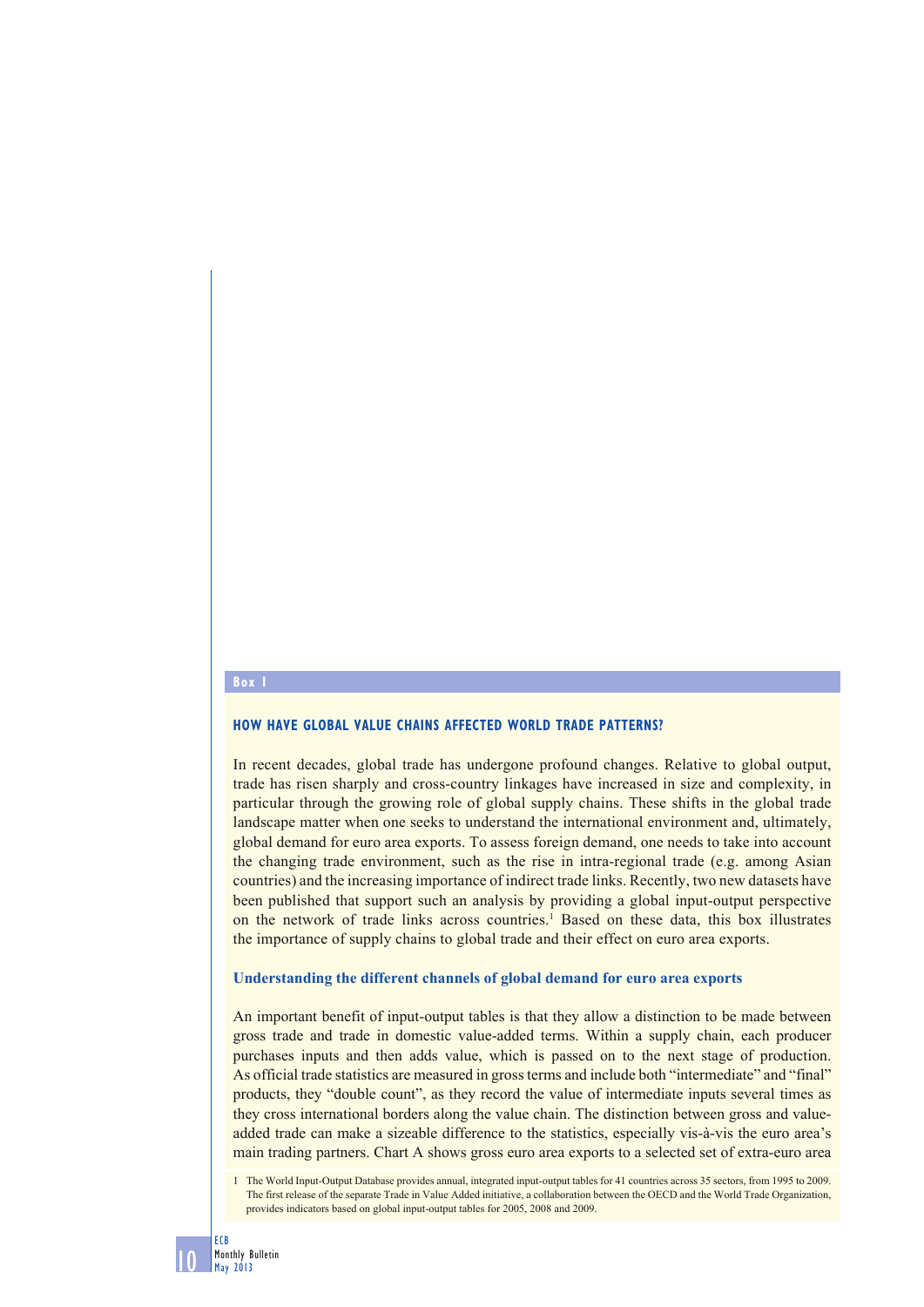## Box 1

### HOW HAVE GLOBAL VALUE CHAINS AFFECTED WORLD TRADE PATTERNS?

In recent decades, global trade has undergone profound changes. Relative to global output, trade has risen sharply and cross-country linkages have increased in size and complexity, in particular through the growing role of global supply chains. These shifts in the global trade landscape matter when one seeks to understand the international environment and, ultimately, global demand for euro area exports. To assess foreign demand, one needs to take into account the changing trade environment, such as the rise in intra-regional trade (e.g. among Asian countries) and the increasing importance of indirect trade links. Recently, two new datasets have been published that support such an analysis by providing a global input-output perspective on the network of trade links across countries.[1] Based on these data, this box illustrates the importance of supply chains to global trade and their effect on euro area exports.

#### Understanding the different channels of global demand for euro area exports

An important benefit of input-output tables is that they allow a distinction to be made between gross trade and trade in domestic value-added terms. Within a supply chain, each producer purchases inputs and then adds value, which is passed on to the next stage of production. As official trade statistics are measured in gross terms and include both "intermediate" and "final" products, they "double count", as they record the value of intermediate inputs several times as they cross international borders along the value chain. The distinction between gross and value-added trade can make a sizeable difference to the statistics, especially vis-à-vis the euro area's main trading partners. Chart A shows gross euro area exports to a selected set of extra-euro area

1 The World Input-Output Database provides annual, integrated input-output tables for 41 countries across 35 sectors, from 1995 to 2009. The first release of the separate Trade in Value Added initiative, a collaboration between the OECD and the World Trade Organization, provides indicators based on global input-output tables for 2005, 2008 and 2009.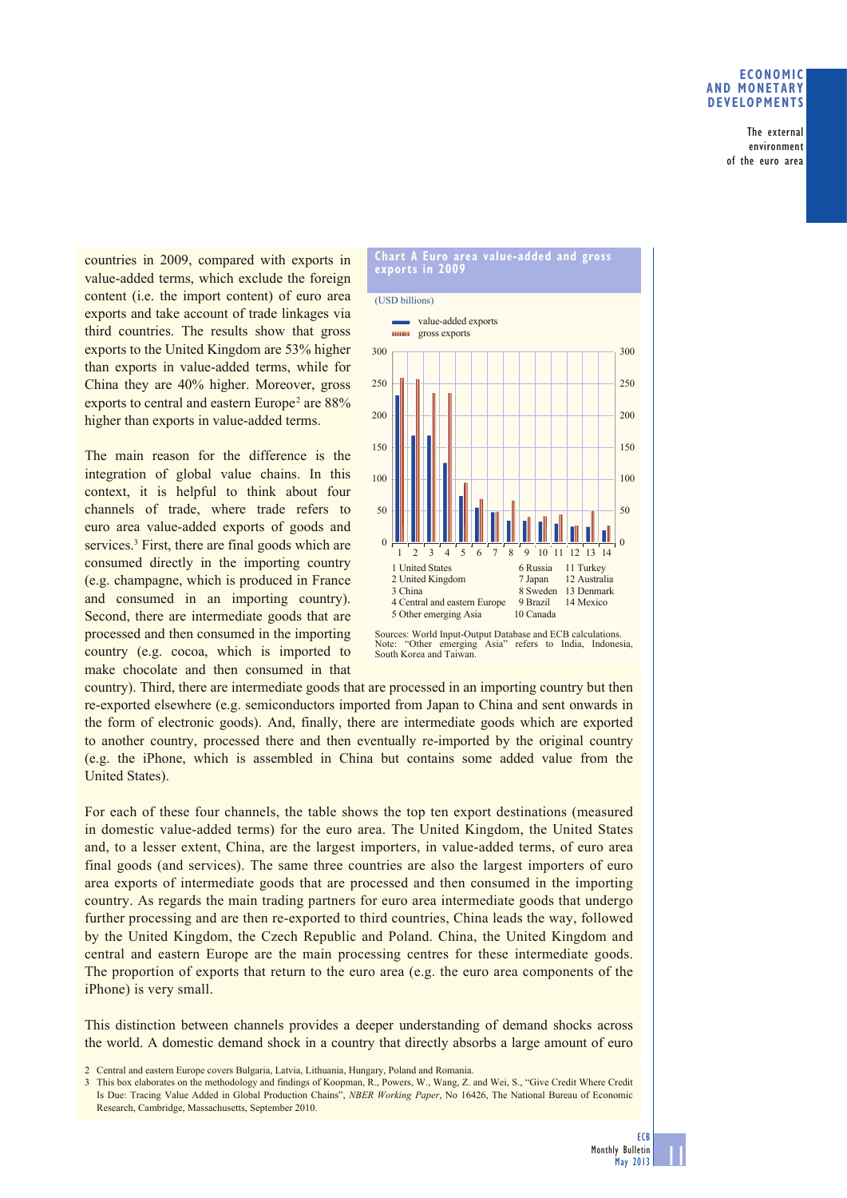countries in 2009, compared with exports in value-added terms, which exclude the foreign content (i.e. the import content) of euro area exports and take account of trade linkages via third countries. The results show that gross exports to the United Kingdom are 53% higher than exports in value-added terms, while for China they are 40% higher. Moreover, gross exports to central and eastern Europe[2] are 88% higher than exports in value-added terms.

**Chart A Euro area value-added and gross exports in 2009**

(USD billions)

- value-added exports
- gross exports

1 United States
2 United Kingdom
3 China
4 Central and eastern Europe
5 Other emerging Asia
6 Russia
7 Japan
8 Sweden
9 Brazil
10 Canada
11 Turkey
12 Australia
13 Denmark
14 Mexico

Sources: World Input-Output Database and ECB calculations.
Note: "Other emerging Asia" refers to India, Indonesia, South Korea and Taiwan.

The main reason for the difference is the integration of global value chains. In this context, it is helpful to think about four channels of trade, where trade refers to euro area value-added exports of goods and services.[3] First, there are final goods which are consumed directly in the importing country (e.g. champagne, which is produced in France and consumed in an importing country). Second, there are intermediate goods that are processed and then consumed in the importing country (e.g. cocoa, which is imported to make chocolate and then consumed in that country). Third, there are intermediate goods that are processed in an importing country but then re-exported elsewhere (e.g. semiconductors imported from Japan to China and sent onwards in the form of electronic goods). And, finally, there are intermediate goods which are exported to another country, processed there and then eventually re-imported by the original country (e.g. the iPhone, which is assembled in China but contains some added value from the United States).

For each of these four channels, the table shows the top ten export destinations (measured in domestic value-added terms) for the euro area. The United Kingdom, the United States and, to a lesser extent, China, are the largest importers, in value-added terms, of euro area final goods (and services). The same three countries are also the largest importers of euro area exports of intermediate goods that are processed and then consumed in the importing country. As regards the main trading partners for euro area intermediate goods that undergo further processing and are then re-exported to third countries, China leads the way, followed by the United Kingdom, the Czech Republic and Poland. China, the United Kingdom and central and eastern Europe are the main processing centres for these intermediate goods. The proportion of exports that return to the euro area (e.g. the euro area components of the iPhone) is very small.

This distinction between channels provides a deeper understanding of demand shocks across the world. A domestic demand shock in a country that directly absorbs a large amount of euro

2 Central and eastern Europe covers Bulgaria, Latvia, Lithuania, Hungary, Poland and Romania.

3 This box elaborates on the methodology and findings of Koopman, R., Powers, W., Wang, Z. and Wei, S., "Give Credit Where Credit Is Due: Tracing Value Added in Global Production Chains", *NBER Working Paper*, No 16426, The National Bureau of Economic Research, Cambridge, Massachusetts, September 2010.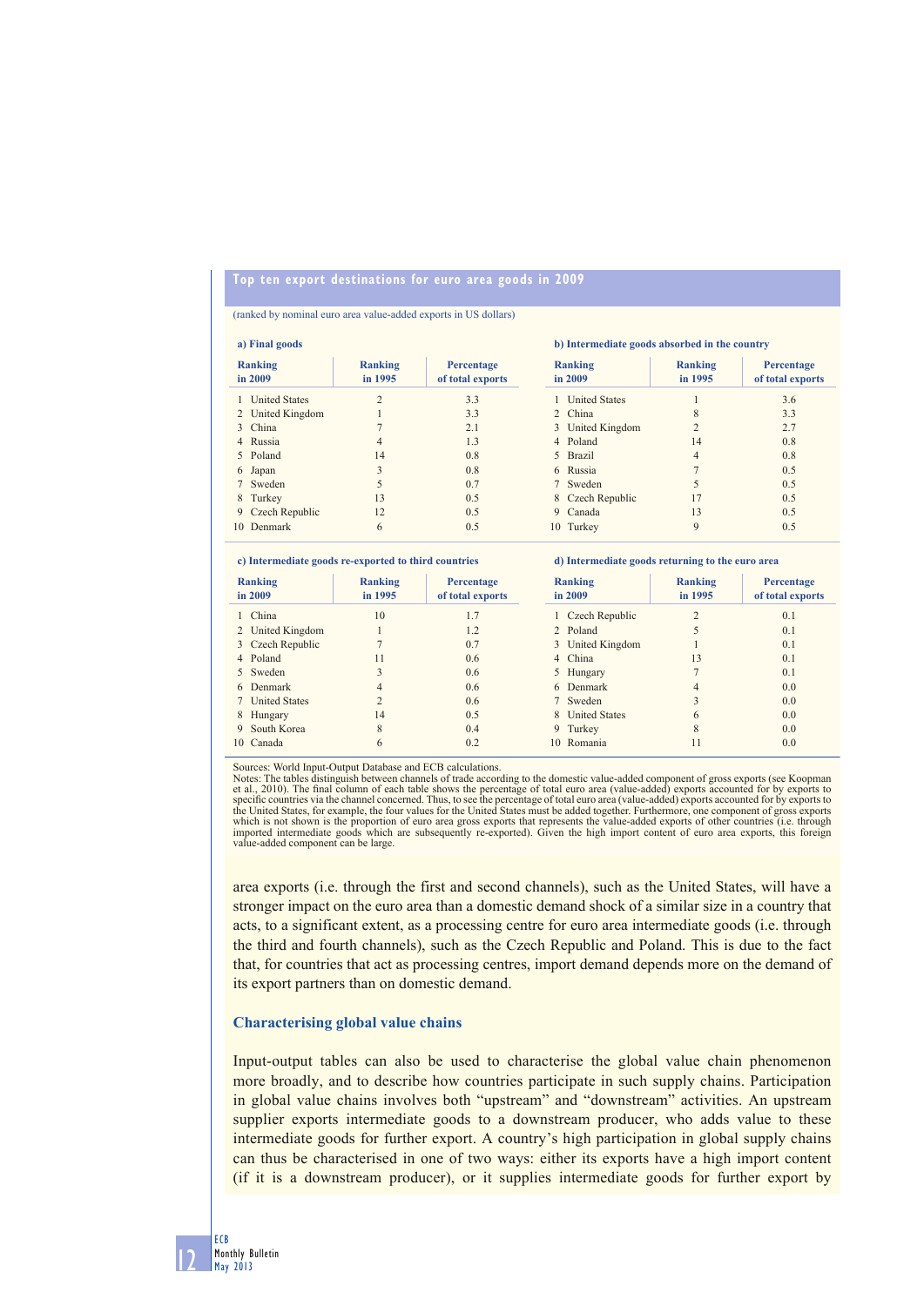**Top ten export destinations for euro area goods in 2009**

(ranked by nominal euro area value-added exports in US dollars)

**a) Final goods**

| Ranking in 2009 | Ranking in 1995 | Percentage of total exports |
|---|---|---|
| 1 United States | 2 | 3.3 |
| 2 United Kingdom | 1 | 3.3 |
| 3 China | 7 | 2.1 |
| 4 Russia | 4 | 1.3 |
| 5 Poland | 14 | 0.8 |
| 6 Japan | 3 | 0.8 |
| 7 Sweden | 5 | 0.7 |
| 8 Turkey | 13 | 0.5 |
| 9 Czech Republic | 12 | 0.5 |
| 10 Denmark | 6 | 0.5 |

**b) Intermediate goods absorbed in the country**

| Ranking in 2009 | Ranking in 1995 | Percentage of total exports |
|---|---|---|
| 1 United States | 1 | 3.6 |
| 2 China | 8 | 3.3 |
| 3 United Kingdom | 2 | 2.7 |
| 4 Poland | 14 | 0.8 |
| 5 Brazil | 4 | 0.8 |
| 6 Russia | 7 | 0.5 |
| 7 Sweden | 5 | 0.5 |
| 8 Czech Republic | 17 | 0.5 |
| 9 Canada | 13 | 0.5 |
| 10 Turkey | 9 | 0.5 |

**c) Intermediate goods re-exported to third countries**

| Ranking in 2009 | Ranking in 1995 | Percentage of total exports |
|---|---|---|
| 1 China | 10 | 1.7 |
| 2 United Kingdom | 1 | 1.2 |
| 3 Czech Republic | 7 | 0.7 |
| 4 Poland | 11 | 0.6 |
| 5 Sweden | 3 | 0.6 |
| 6 Denmark | 4 | 0.6 |
| 7 United States | 2 | 0.6 |
| 8 Hungary | 14 | 0.5 |
| 9 South Korea | 8 | 0.4 |
| 10 Canada | 6 | 0.2 |

**d) Intermediate goods returning to the euro area**

| Ranking in 2009 | Ranking in 1995 | Percentage of total exports |
|---|---|---|
| 1 Czech Republic | 2 | 0.1 |
| 2 Poland | 5 | 0.1 |
| 3 United Kingdom | 1 | 0.1 |
| 4 China | 13 | 0.1 |
| 5 Hungary | 7 | 0.1 |
| 6 Denmark | 4 | 0.0 |
| 7 Sweden | 3 | 0.0 |
| 8 United States | 6 | 0.0 |
| 9 Turkey | 8 | 0.0 |
| 10 Romania | 11 | 0.0 |

Sources: World Input-Output Database and ECB calculations.
Notes: The tables distinguish between channels of trade according to the domestic value-added component of gross exports (see Koopman et al., 2010). The final column of each table shows the percentage of total euro area (value-added) exports accounted for by exports to specific countries via the channel concerned. Thus, to see the percentage of total euro area (value-added) exports accounted for by exports to the United States, for example, the four values for the United States must be added together. Furthermore, one component of gross exports which is not shown is the proportion of euro area gross exports that represents the value-added exports of other countries (i.e. through imported intermediate goods which are subsequently re-exported). Given the high import content of euro area exports, this foreign value-added component can be large.

area exports (i.e. through the first and second channels), such as the United States, will have a stronger impact on the euro area than a domestic demand shock of a similar size in a country that acts, to a significant extent, as a processing centre for euro area intermediate goods (i.e. through the third and fourth channels), such as the Czech Republic and Poland. This is due to the fact that, for countries that act as processing centres, import demand depends more on the demand of its export partners than on domestic demand.

### Characterising global value chains

Input-output tables can also be used to characterise the global value chain phenomenon more broadly, and to describe how countries participate in such supply chains. Participation in global value chains involves both "upstream" and "downstream" activities. An upstream supplier exports intermediate goods to a downstream producer, who adds value to these intermediate goods for further export. A country's high participation in global supply chains can thus be characterised in one of two ways: either its exports have a high import content (if it is a downstream producer), or it supplies intermediate goods for further export by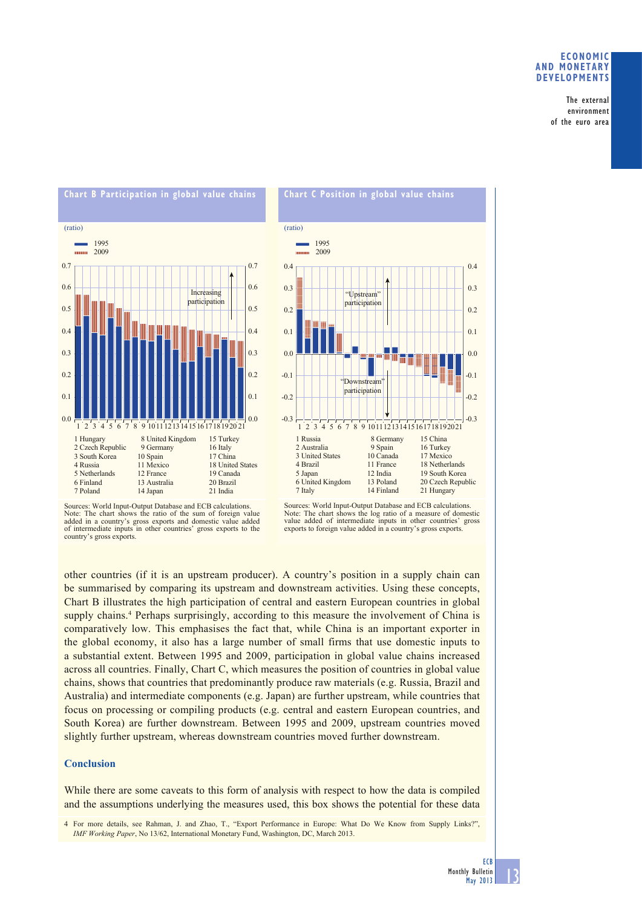**Chart B Participation in global value chains**

(ratio)

1995
2009

Increasing participation

1 Hungary
2 Czech Republic
3 South Korea
4 Russia
5 Netherlands
6 Finland
7 Poland
8 United Kingdom
9 Germany
10 Spain
11 Mexico
12 France
13 Australia
14 Japan
15 Turkey
16 Italy
17 China
18 United States
19 Canada
20 Brazil
21 India

Sources: World Input-Output Database and ECB calculations.
Note: The chart shows the ratio of the sum of foreign value added in a country's gross exports and domestic value added of intermediate inputs in other countries' gross exports to the country's gross exports.

**Chart C Position in global value chains**

(ratio)

1995
2009

"Upstream" participation

"Downstream" participation

1 Russia
2 Australia
3 United States
4 Brazil
5 Japan
6 United Kingdom
7 Italy
8 Germany
9 Spain
10 Canada
11 France
12 India
13 Poland
14 Finland
15 China
16 Turkey
17 Mexico
18 Netherlands
19 South Korea
20 Czech Republic
21 Hungary

Sources: World Input-Output Database and ECB calculations.
Note: The chart shows the log ratio of a measure of domestic value added of intermediate inputs in other countries' gross exports to foreign value added in a country's gross exports.

other countries (if it is an upstream producer). A country's position in a supply chain can be summarised by comparing its upstream and downstream activities. Using these concepts, Chart B illustrates the high participation of central and eastern European countries in global supply chains.[4] Perhaps surprisingly, according to this measure the involvement of China is comparatively low. This emphasises the fact that, while China is an important exporter in the global economy, it also has a large number of small firms that use domestic inputs to a substantial extent. Between 1995 and 2009, participation in global value chains increased across all countries. Finally, Chart C, which measures the position of countries in global value chains, shows that countries that predominantly produce raw materials (e.g. Russia, Brazil and Australia) and intermediate components (e.g. Japan) are further upstream, while countries that focus on processing or compiling products (e.g. central and eastern European countries, and South Korea) are further downstream. Between 1995 and 2009, upstream countries moved slightly further upstream, whereas downstream countries moved further downstream.

## Conclusion

While there are some caveats to this form of analysis with respect to how the data is compiled and the assumptions underlying the measures used, this box shows the potential for these data

4 For more details, see Rahman, J. and Zhao, T., "Export Performance in Europe: What Do We Know from Supply Links?", *IMF Working Paper*, No 13/62, International Monetary Fund, Washington, DC, March 2013.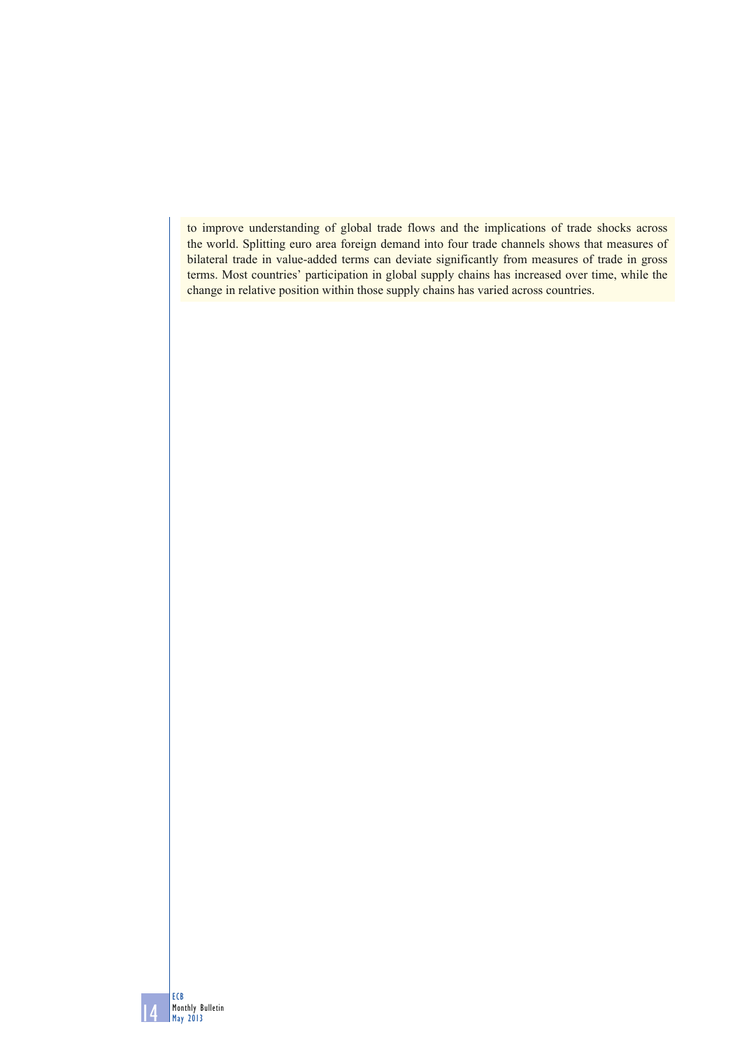to improve understanding of global trade flows and the implications of trade shocks across the world. Splitting euro area foreign demand into four trade channels shows that measures of bilateral trade in value-added terms can deviate significantly from measures of trade in gross terms. Most countries' participation in global supply chains has increased over time, while the change in relative position within those supply chains has varied across countries.